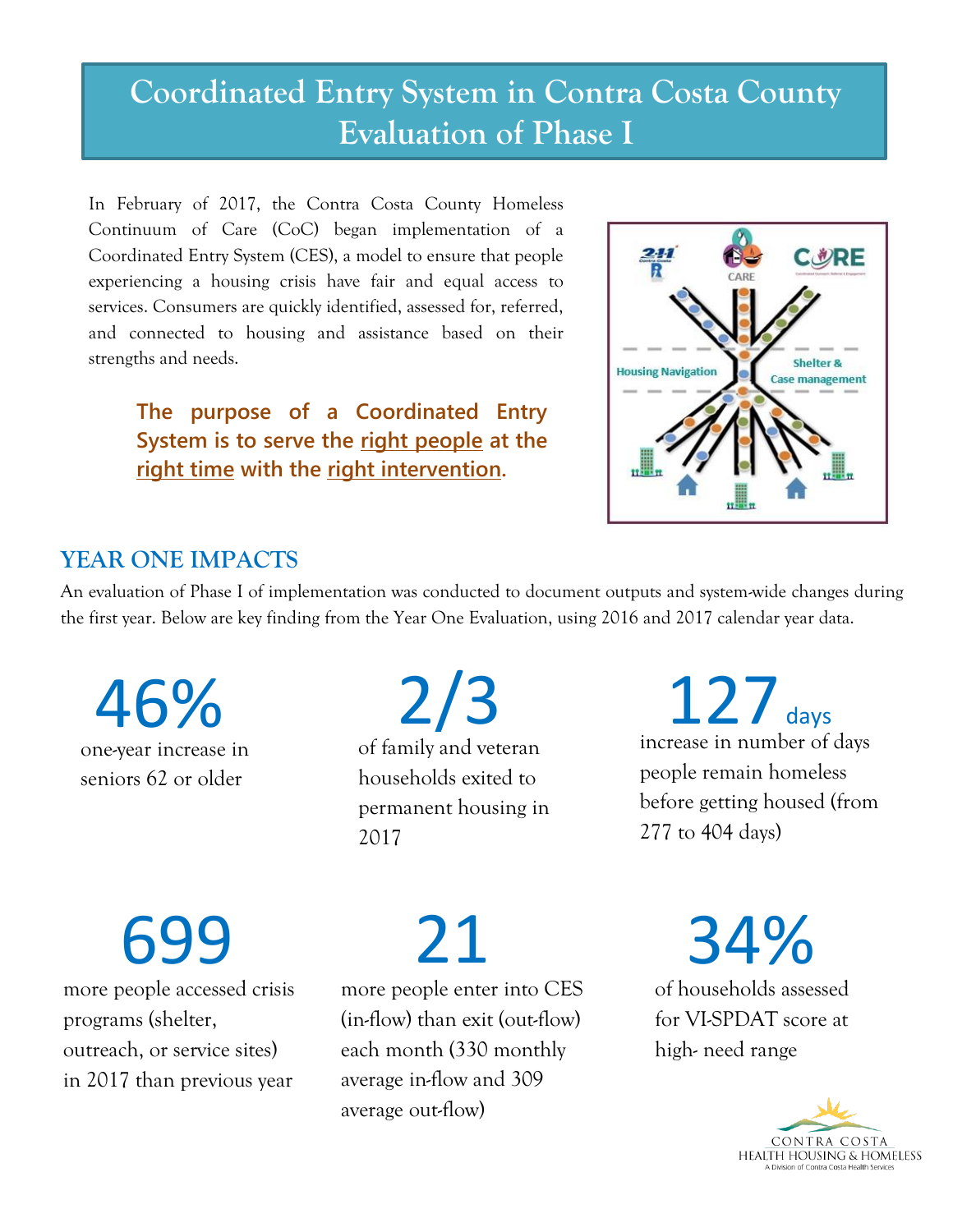# Coordinated Entry System in Contra Costa County Evaluation of Phase I

In February of 2017, the Contra Costa County Homeless Continuum of Care (CoC) began implementation of a Coordinated Entry System (CES), a model to ensure that people experiencing a housing crisis have fair and equal access to services. Consumers are quickly identified, assessed for, referred, and connected to housing and assistance based on their strengths and needs.

**The purpose of a Coordinated Entry System is to serve the right people at the right time with the right intervention.**

## YEAR ONE IMPACTS

An evaluation of Phase I of implementation was conducted to document outputs and system-wide changes during the first year. Below are key finding from the Year One Evaluation, using 2016 and 2017 calendar year data.

**46%**
one-year increase in seniors 62 or older

**2/3**
of family and veteran households exited to permanent housing in 2017

**127 days**
increase in number of days people remain homeless before getting housed (from 277 to 404 days)

**699**
more people accessed crisis programs (shelter, outreach, or service sites) in 2017 than previous year

**21**
more people enter into CES (in-flow) than exit (out-flow) each month (330 monthly average in-flow and 309 average out-flow)

**34%**
of households assessed for VI-SPDAT score at high- need range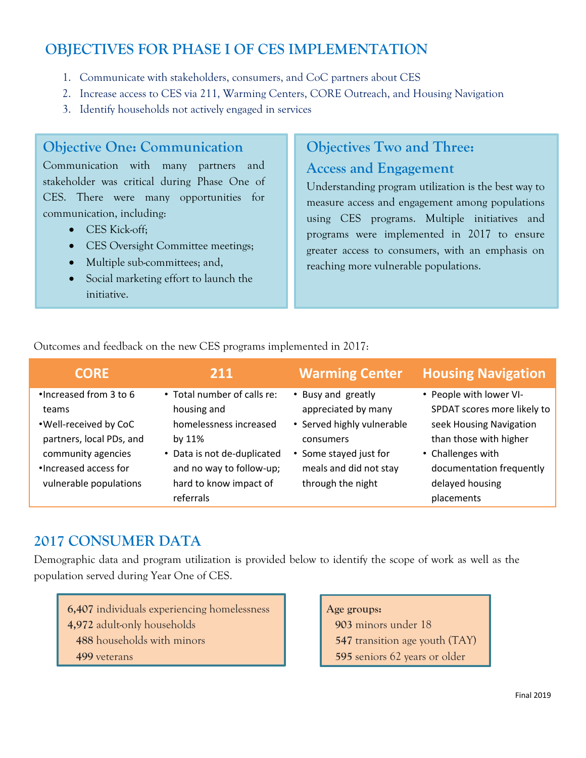# OBJECTIVES FOR PHASE I OF CES IMPLEMENTATION

1. Communicate with stakeholders, consumers, and CoC partners about CES
2. Increase access to CES via 211, Warming Centers, CORE Outreach, and Housing Navigation
3. Identify households not actively engaged in services

## Objective One: Communication

Communication with many partners and stakeholder was critical during Phase One of CES. There were many opportunities for communication, including:

- CES Kick-off;
- CES Oversight Committee meetings;
- Multiple sub-committees; and,
- Social marketing effort to launch the initiative.

## Objectives Two and Three: Access and Engagement

Understanding program utilization is the best way to measure access and engagement among populations using CES programs. Multiple initiatives and programs were implemented in 2017 to ensure greater access to consumers, with an emphasis on reaching more vulnerable populations.

Outcomes and feedback on the new CES programs implemented in 2017:

| CORE | 211 | Warming Center | Housing Navigation |
|---|---|---|---|
| • Increased from 3 to 6 teams<br>• Well-received by CoC partners, local PDs, and community agencies<br>• Increased access for vulnerable populations | • Total number of calls re: housing and homelessness increased by 11%<br>• Data is not de-duplicated and no way to follow-up; hard to know impact of referrals | • Busy and greatly appreciated by many<br>• Served highly vulnerable consumers<br>• Some stayed just for meals and did not stay through the night | • People with lower VI-SPDAT scores more likely to seek Housing Navigation than those with higher<br>• Challenges with documentation frequently delayed housing placements |

## 2017 CONSUMER DATA

Demographic data and program utilization is provided below to identify the scope of work as well as the population served during Year One of CES.

**6,407** individuals experiencing homelessness
**4,972** adult-only households
**488** households with minors
**499** veterans

**Age groups:**
**903** minors under 18
**547** transition age youth (TAY)
**595** seniors 62 years or older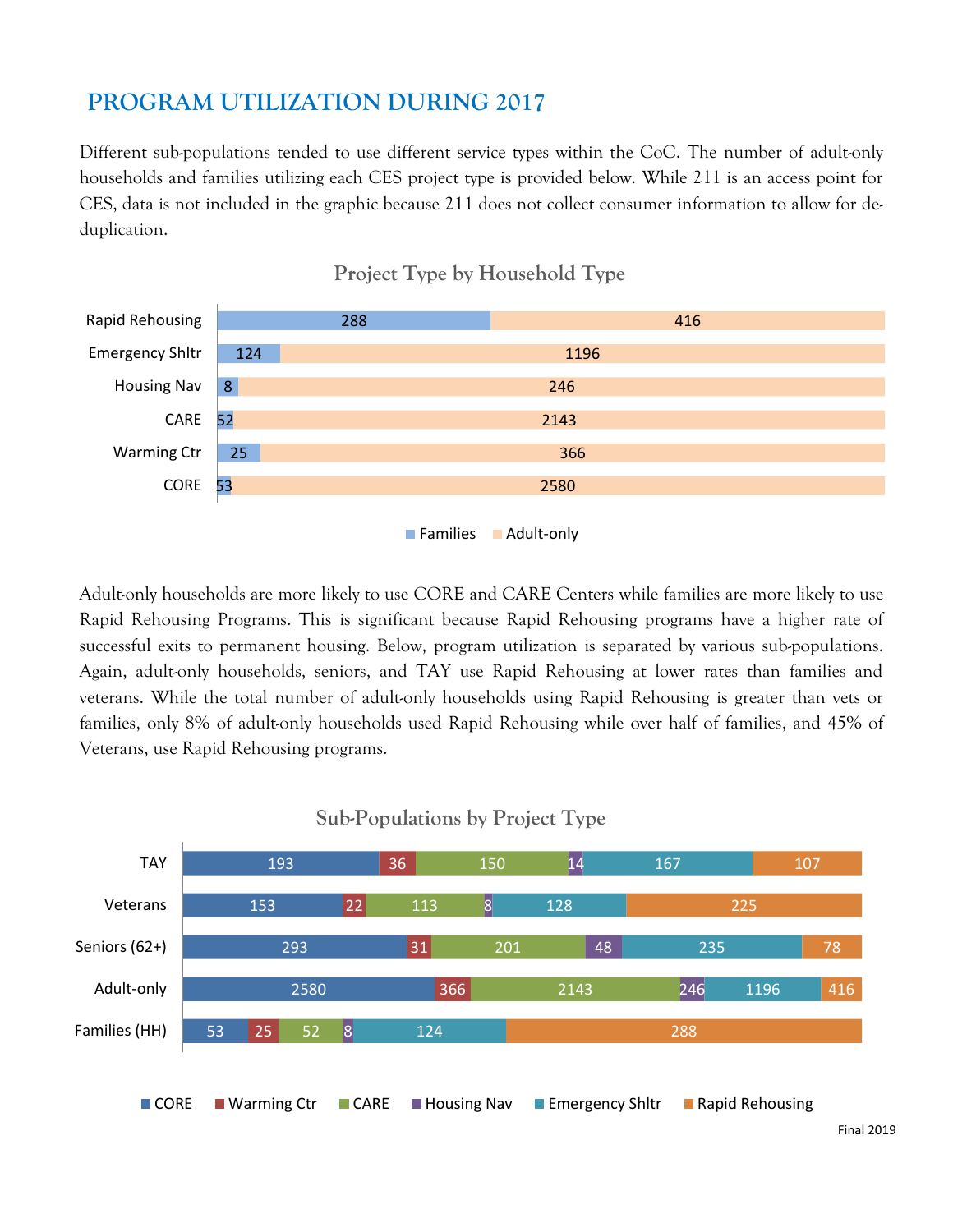# PROGRAM UTILIZATION DURING 2017

Different sub-populations tended to use different service types within the CoC. The number of adult-only households and families utilizing each CES project type is provided below. While 211 is an access point for CES, data is not included in the graphic because 211 does not collect consumer information to allow for de-duplication.

**Project Type by Household Type**

| Project Type | Families | Adult-only |
|---|---|---|
| Rapid Rehousing | 288 | 416 |
| Emergency Shltr | 124 | 1196 |
| Housing Nav | 8 | 246 |
| CARE | 52 | 2143 |
| Warming Ctr | 25 | 366 |
| CORE | 53 | 2580 |

Adult-only households are more likely to use CORE and CARE Centers while families are more likely to use Rapid Rehousing Programs. This is significant because Rapid Rehousing programs have a higher rate of successful exits to permanent housing. Below, program utilization is separated by various sub-populations. Again, adult-only households, seniors, and TAY use Rapid Rehousing at lower rates than families and veterans. While the total number of adult-only households using Rapid Rehousing is greater than vets or families, only 8% of adult-only households used Rapid Rehousing while over half of families, and 45% of Veterans, use Rapid Rehousing programs.

**Sub-Populations by Project Type**

| Sub-Population | CORE | Warming Ctr | CARE | Housing Nav | Emergency Shltr | Rapid Rehousing |
|---|---|---|---|---|---|---|
| TAY | 193 | 36 | 150 | 14 | 167 | 107 |
| Veterans | 153 | 22 | 113 | 8 | 128 | 225 |
| Seniors (62+) | 293 | 31 | 201 | 48 | 235 | 78 |
| Adult-only | 2580 | 366 | 2143 | 246 | 1196 | 416 |
| Families (HH) | 53 | 25 | 52 | 8 | 124 | 288 |

Final 2019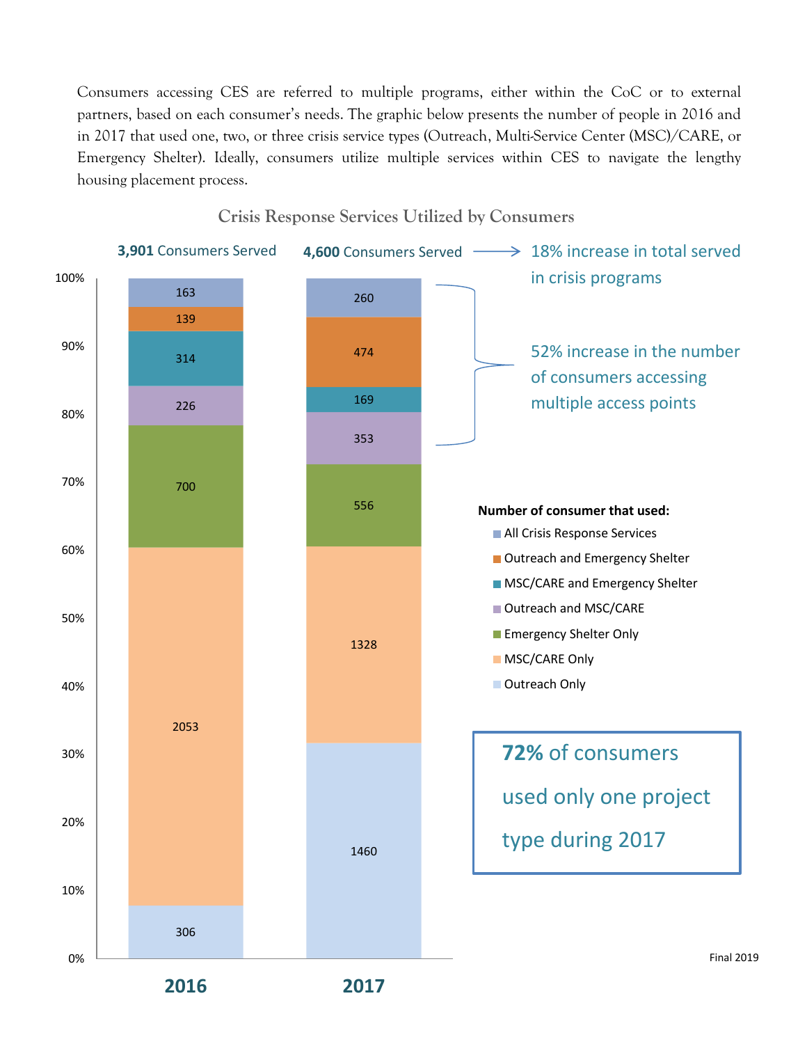Consumers accessing CES are referred to multiple programs, either within the CoC or to external partners, based on each consumer's needs. The graphic below presents the number of people in 2016 and in 2017 that used one, two, or three crisis service types (Outreach, Multi-Service Center (MSC)/CARE, or Emergency Shelter). Ideally, consumers utilize multiple services within CES to navigate the lengthy housing placement process.

**Crisis Response Services Utilized by Consumers**

| Number of consumer that used: | 2016 | 2017 |
|---|---|---|
| All Crisis Response Services | 163 | 260 |
| Outreach and Emergency Shelter | 139 | 474 |
| MSC/CARE and Emergency Shelter | 314 | 169 |
| Outreach and MSC/CARE | 226 | 353 |
| Emergency Shelter Only | 700 | 556 |
| MSC/CARE Only | 2053 | 1328 |
| Outreach Only | 306 | 1460 |
| **Consumers Served** | **3,901** | **4,600** |

18% increase in total served in crisis programs

52% increase in the number of consumers accessing multiple access points

**72%** of consumers used only one project type during 2017

Final 2019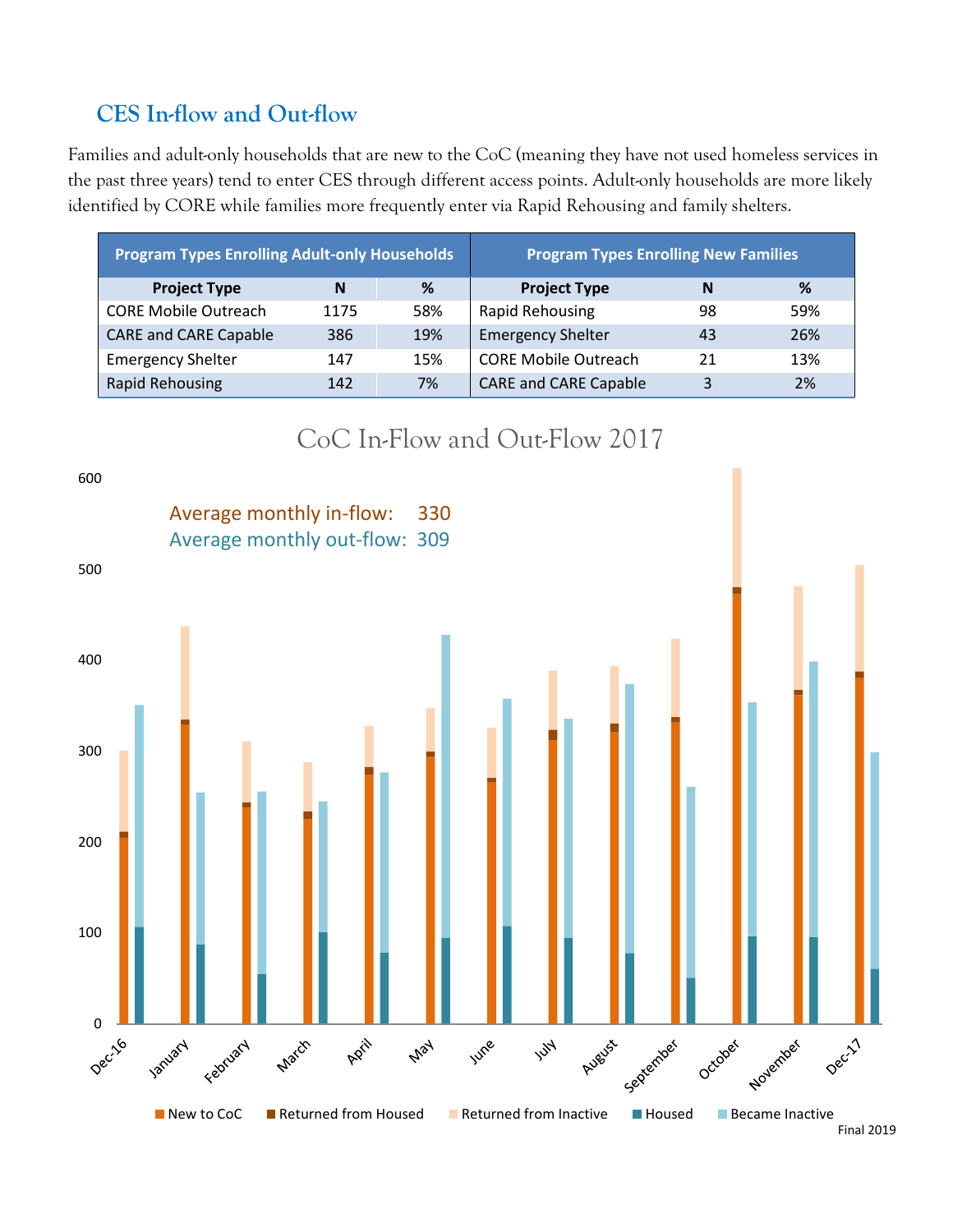## CES In-flow and Out-flow

Families and adult-only households that are new to the CoC (meaning they have not used homeless services in the past three years) tend to enter CES through different access points. Adult-only households are more likely identified by CORE while families more frequently enter via Rapid Rehousing and family shelters.

| Program Types Enrolling Adult-only Households | | | Program Types Enrolling New Families | | |
|---|---|---|---|---|---|
| **Project Type** | **N** | **%** | **Project Type** | **N** | **%** |
| CORE Mobile Outreach | 1175 | 58% | Rapid Rehousing | 98 | 59% |
| CARE and CARE Capable | 386 | 19% | Emergency Shelter | 43 | 26% |
| Emergency Shelter | 147 | 15% | CORE Mobile Outreach | 21 | 13% |
| Rapid Rehousing | 142 | 7% | CARE and CARE Capable | 3 | 2% |

CoC In-Flow and Out-Flow 2017

Average monthly in-flow: 330
Average monthly out-flow: 309

Legend: New to CoC, Returned from Housed, Returned from Inactive, Housed, Became Inactive

Months: Dec-16, January, February, March, April, May, June, July, August, September, October, November, Dec-17

Final 2019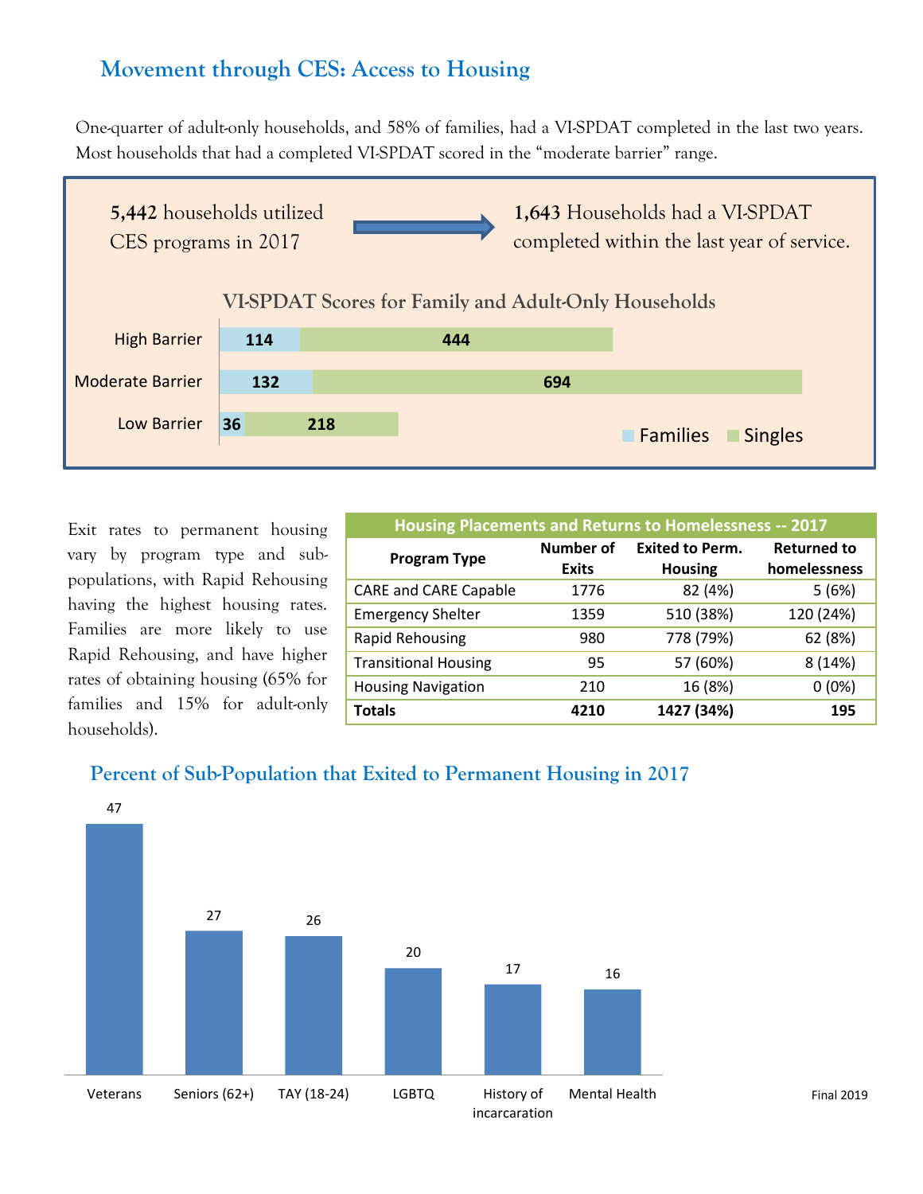## Movement through CES: Access to Housing

One-quarter of adult-only households, and 58% of families, had a VI-SPDAT completed in the last two years. Most households that had a completed VI-SPDAT scored in the "moderate barrier" range.

**5,442** households utilized CES programs in 2017 → **1,643** Households had a VI-SPDAT completed within the last year of service.

### VI-SPDAT Scores for Family and Adult-Only Households

| | Families | Singles |
|---|---|---|
| High Barrier | 114 | 444 |
| Moderate Barrier | 132 | 694 |
| Low Barrier | 36 | 218 |

Exit rates to permanent housing vary by program type and sub-populations, with Rapid Rehousing having the highest housing rates. Families are more likely to use Rapid Rehousing, and have higher rates of obtaining housing (65% for families and 15% for adult-only households).

**Housing Placements and Returns to Homelessness -- 2017**

| Program Type | Number of Exits | Exited to Perm. Housing | Returned to homelessness |
|---|---|---|---|
| CARE and CARE Capable | 1776 | 82 (4%) | 5 (6%) |
| Emergency Shelter | 1359 | 510 (38%) | 120 (24%) |
| Rapid Rehousing | 980 | 778 (79%) | 62 (8%) |
| Transitional Housing | 95 | 57 (60%) | 8 (14%) |
| Housing Navigation | 210 | 16 (8%) | 0 (0%) |
| **Totals** | **4210** | **1427 (34%)** | **195** |

### Percent of Sub-Population that Exited to Permanent Housing in 2017

| Sub-Population | Percent |
|---|---|
| Veterans | 47 |
| Seniors (62+) | 27 |
| TAY (18-24) | 26 |
| LGBTQ | 20 |
| History of incarceration | 17 |
| Mental Health | 16 |

Final 2019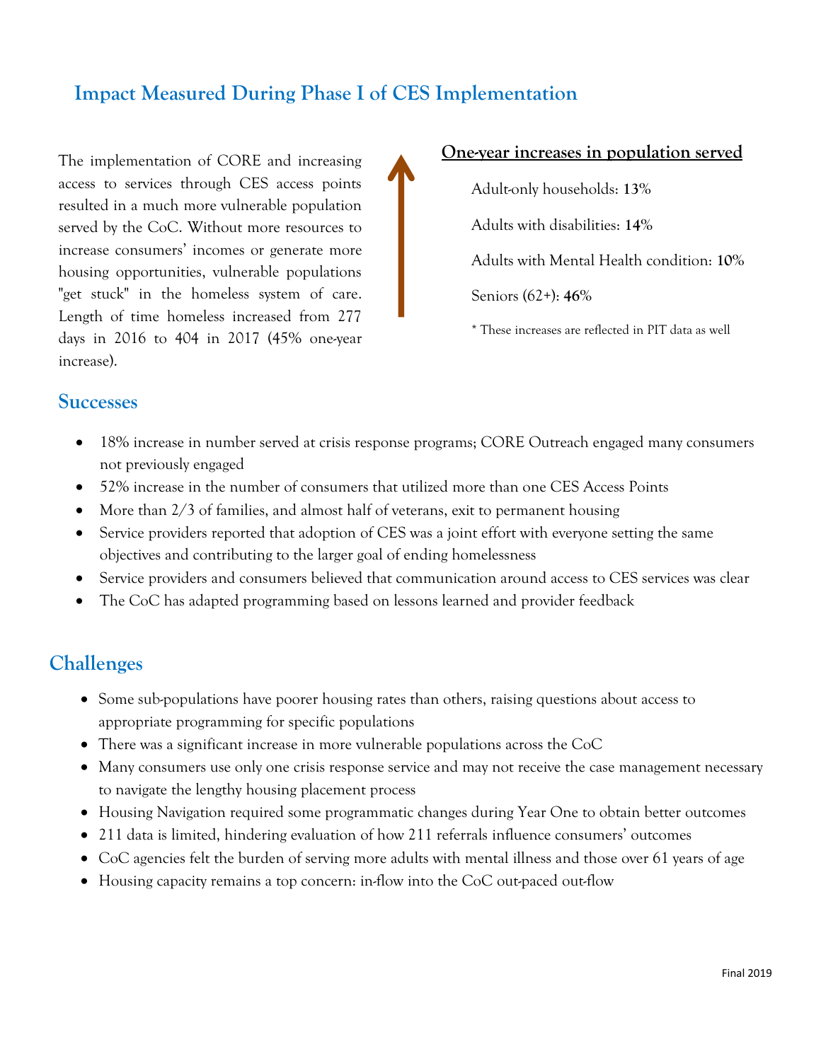## Impact Measured During Phase I of CES Implementation

The implementation of CORE and increasing access to services through CES access points resulted in a much more vulnerable population served by the CoC. Without more resources to increase consumers' incomes or generate more housing opportunities, vulnerable populations "get stuck" in the homeless system of care. Length of time homeless increased from 277 days in 2016 to 404 in 2017 (45% one-year increase).

**One-year increases in population served**

Adult-only households: **13%**

Adults with disabilities: **14%**

Adults with Mental Health condition: **10%**

Seniors (62+): **46%**

* These increases are reflected in PIT data as well

## Successes

- 18% increase in number served at crisis response programs; CORE Outreach engaged many consumers not previously engaged
- 52% increase in the number of consumers that utilized more than one CES Access Points
- More than 2/3 of families, and almost half of veterans, exit to permanent housing
- Service providers reported that adoption of CES was a joint effort with everyone setting the same objectives and contributing to the larger goal of ending homelessness
- Service providers and consumers believed that communication around access to CES services was clear
- The CoC has adapted programming based on lessons learned and provider feedback

## Challenges

- Some sub-populations have poorer housing rates than others, raising questions about access to appropriate programming for specific populations
- There was a significant increase in more vulnerable populations across the CoC
- Many consumers use only one crisis response service and may not receive the case management necessary to navigate the lengthy housing placement process
- Housing Navigation required some programmatic changes during Year One to obtain better outcomes
- 211 data is limited, hindering evaluation of how 211 referrals influence consumers' outcomes
- CoC agencies felt the burden of serving more adults with mental illness and those over 61 years of age
- Housing capacity remains a top concern: in-flow into the CoC out-paced out-flow

Final 2019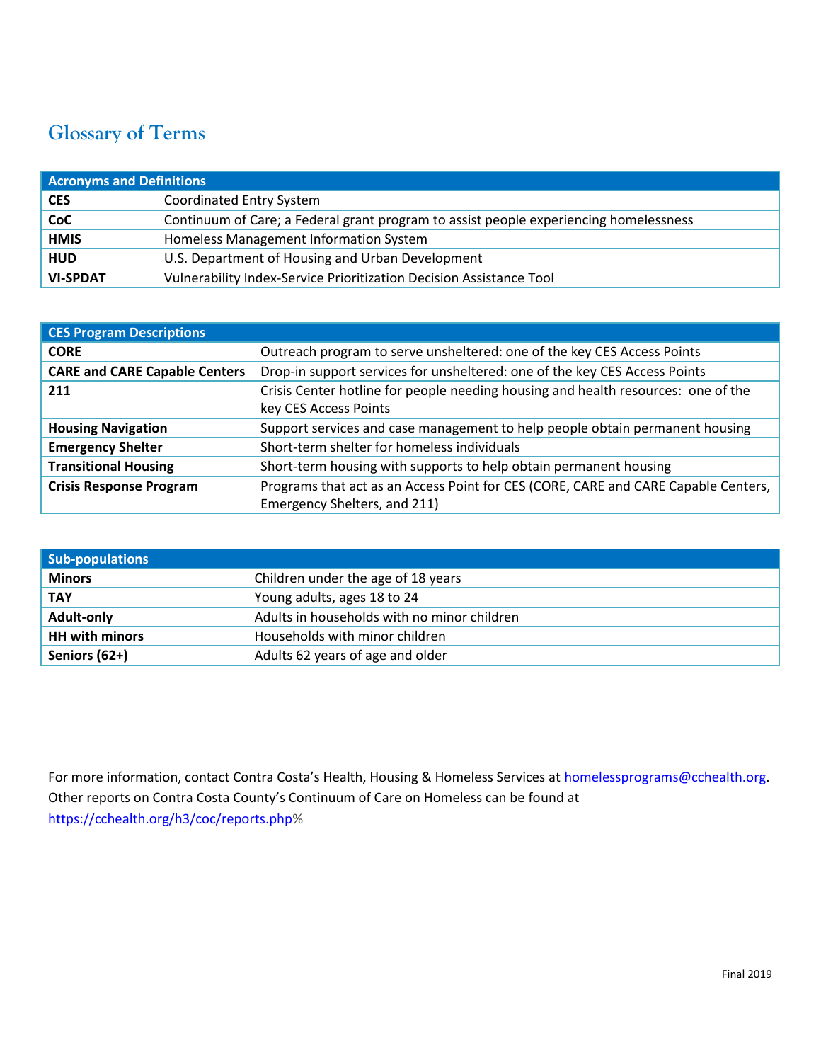## Glossary of Terms

| Acronyms and Definitions | |
|---|---|
| **CES** | Coordinated Entry System |
| **CoC** | Continuum of Care; a Federal grant program to assist people experiencing homelessness |
| **HMIS** | Homeless Management Information System |
| **HUD** | U.S. Department of Housing and Urban Development |
| **VI-SPDAT** | Vulnerability Index-Service Prioritization Decision Assistance Tool |

| CES Program Descriptions | |
|---|---|
| **CORE** | Outreach program to serve unsheltered: one of the key CES Access Points |
| **CARE and CARE Capable Centers** | Drop-in support services for unsheltered: one of the key CES Access Points |
| **211** | Crisis Center hotline for people needing housing and health resources: one of the key CES Access Points |
| **Housing Navigation** | Support services and case management to help people obtain permanent housing |
| **Emergency Shelter** | Short-term shelter for homeless individuals |
| **Transitional Housing** | Short-term housing with supports to help obtain permanent housing |
| **Crisis Response Program** | Programs that act as an Access Point for CES (CORE, CARE and CARE Capable Centers, Emergency Shelters, and 211) |

| Sub-populations | |
|---|---|
| **Minors** | Children under the age of 18 years |
| **TAY** | Young adults, ages 18 to 24 |
| **Adult-only** | Adults in households with no minor children |
| **HH with minors** | Households with minor children |
| **Seniors (62+)** | Adults 62 years of age and older |

For more information, contact Contra Costa's Health, Housing & Homeless Services at homelessprograms@cchealth.org. Other reports on Contra Costa County's Continuum of Care on Homeless can be found at https://cchealth.org/h3/coc/reports.php%

Final 2019